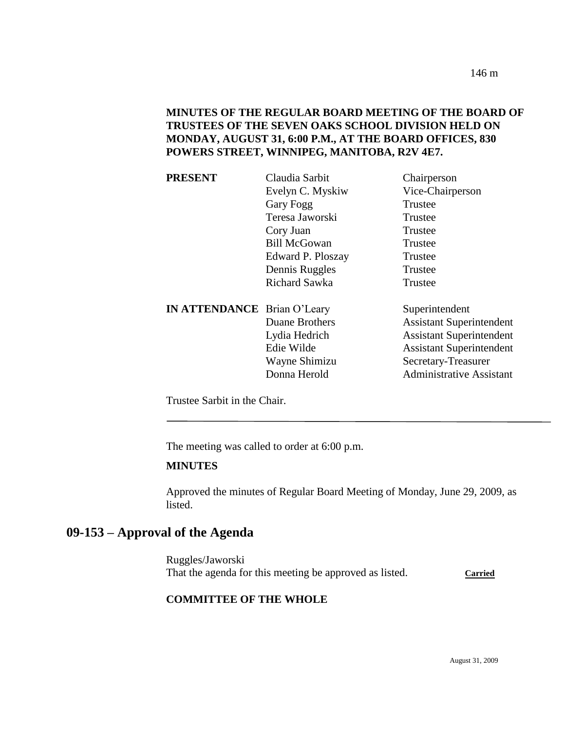**MINUTES OF THE REGULAR BOARD MEETING OF THE BOARD OF TRUSTEES OF THE SEVEN OAKS SCHOOL DIVISION HELD ON MONDAY, AUGUST 31, 6:00 P.M., AT THE BOARD OFFICES, 830 POWERS STREET, WINNIPEG, MANITOBA, R2V 4E7.**

| | | |
|---|---|---|
| **PRESENT** | Claudia Sarbit | Chairperson |
| | Evelyn C. Myskiw | Vice-Chairperson |
| | Gary Fogg | Trustee |
| | Teresa Jaworski | Trustee |
| | Cory Juan | Trustee |
| | Bill McGowan | Trustee |
| | Edward P. Ploszay | Trustee |
| | Dennis Ruggles | Trustee |
| | Richard Sawka | Trustee |
| **IN ATTENDANCE** | Brian O'Leary | Superintendent |
| | Duane Brothers | Assistant Superintendent |
| | Lydia Hedrich | Assistant Superintendent |
| | Edie Wilde | Assistant Superintendent |
| | Wayne Shimizu | Secretary-Treasurer |
| | Donna Herold | Administrative Assistant |

Trustee Sarbit in the Chair.

---

The meeting was called to order at 6:00 p.m.

**MINUTES**

Approved the minutes of Regular Board Meeting of Monday, June 29, 2009, as listed.

## 09-153 – Approval of the Agenda

Ruggles/Jaworski
That the agenda for this meeting be approved as listed. **Carried**

**COMMITTEE OF THE WHOLE**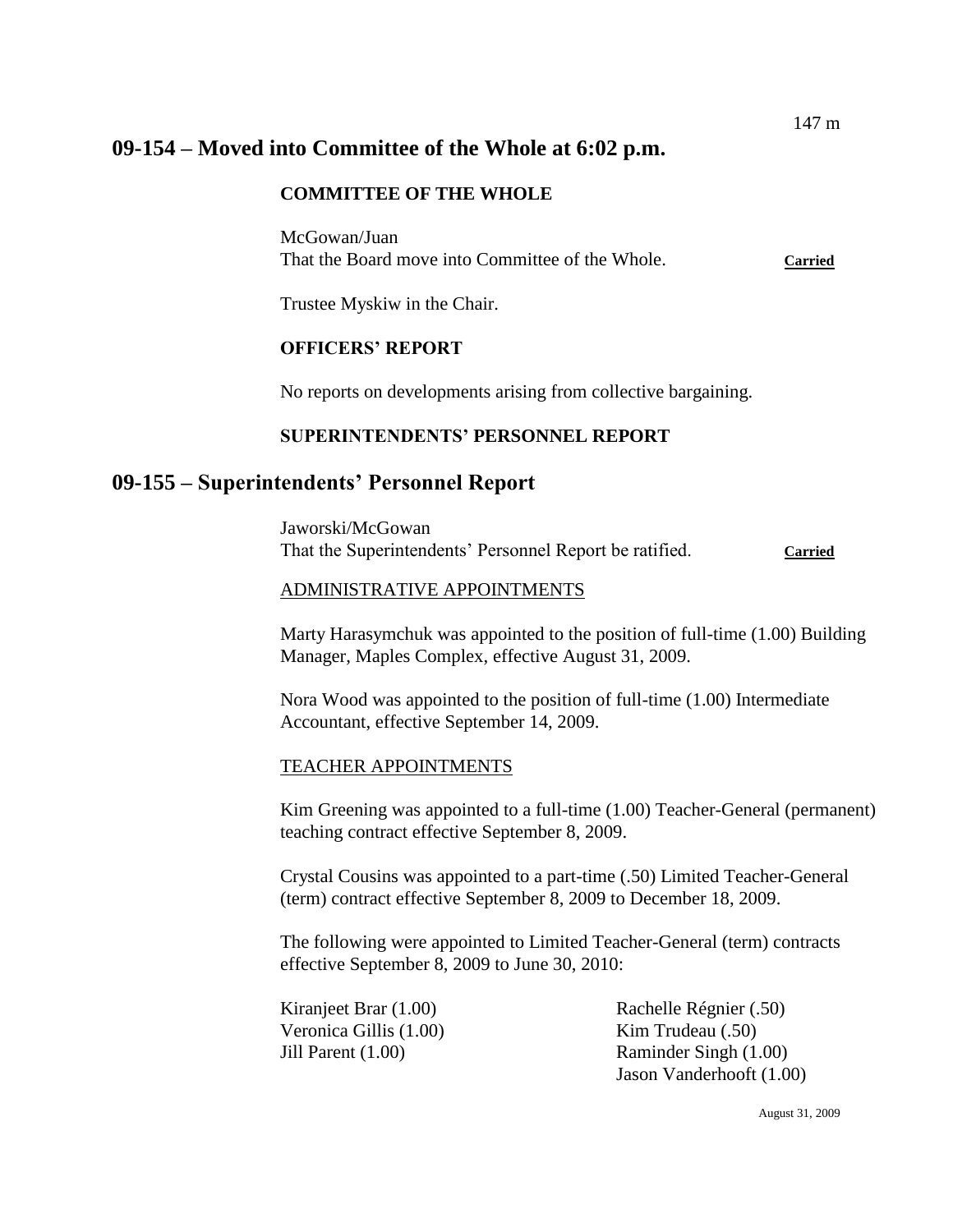## 09-154 – Moved into Committee of the Whole at 6:02 p.m.

**COMMITTEE OF THE WHOLE**

McGowan/Juan
That the Board move into Committee of the Whole. **Carried**

Trustee Myskiw in the Chair.

**OFFICERS' REPORT**

No reports on developments arising from collective bargaining.

**SUPERINTENDENTS' PERSONNEL REPORT**

## 09-155 – Superintendents' Personnel Report

Jaworski/McGowan
That the Superintendents' Personnel Report be ratified. **Carried**

ADMINISTRATIVE APPOINTMENTS

Marty Harasymchuk was appointed to the position of full-time (1.00) Building Manager, Maples Complex, effective August 31, 2009.

Nora Wood was appointed to the position of full-time (1.00) Intermediate Accountant, effective September 14, 2009.

TEACHER APPOINTMENTS

Kim Greening was appointed to a full-time (1.00) Teacher-General (permanent) teaching contract effective September 8, 2009.

Crystal Cousins was appointed to a part-time (.50) Limited Teacher-General (term) contract effective September 8, 2009 to December 18, 2009.

The following were appointed to Limited Teacher-General (term) contracts effective September 8, 2009 to June 30, 2010:

Kiranjeet Brar (1.00)
Veronica Gillis (1.00)
Jill Parent (1.00)
Rachelle Régnier (.50)
Kim Trudeau (.50)
Raminder Singh (1.00)
Jason Vanderhooft (1.00)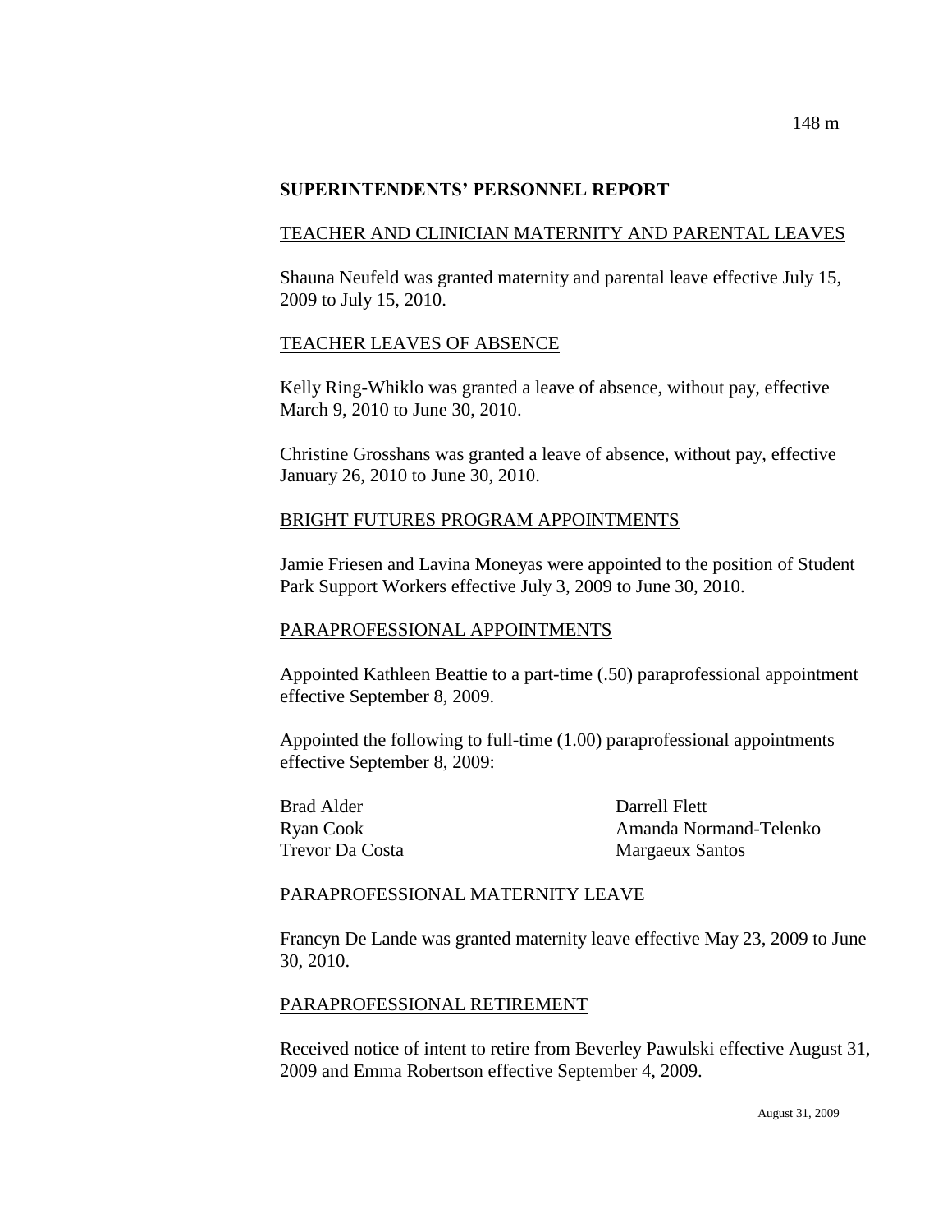## SUPERINTENDENTS' PERSONNEL REPORT

TEACHER AND CLINICIAN MATERNITY AND PARENTAL LEAVES

Shauna Neufeld was granted maternity and parental leave effective July 15, 2009 to July 15, 2010.

TEACHER LEAVES OF ABSENCE

Kelly Ring-Whiklo was granted a leave of absence, without pay, effective March 9, 2010 to June 30, 2010.

Christine Grosshans was granted a leave of absence, without pay, effective January 26, 2010 to June 30, 2010.

BRIGHT FUTURES PROGRAM APPOINTMENTS

Jamie Friesen and Lavina Moneyas were appointed to the position of Student Park Support Workers effective July 3, 2009 to June 30, 2010.

PARAPROFESSIONAL APPOINTMENTS

Appointed Kathleen Beattie to a part-time (.50) paraprofessional appointment effective September 8, 2009.

Appointed the following to full-time (1.00) paraprofessional appointments effective September 8, 2009:

Brad Alder
Ryan Cook
Trevor Da Costa
Darrell Flett
Amanda Normand-Telenko
Margaeux Santos

PARAPROFESSIONAL MATERNITY LEAVE

Francyn De Lande was granted maternity leave effective May 23, 2009 to June 30, 2010.

PARAPROFESSIONAL RETIREMENT

Received notice of intent to retire from Beverley Pawulski effective August 31, 2009 and Emma Robertson effective September 4, 2009.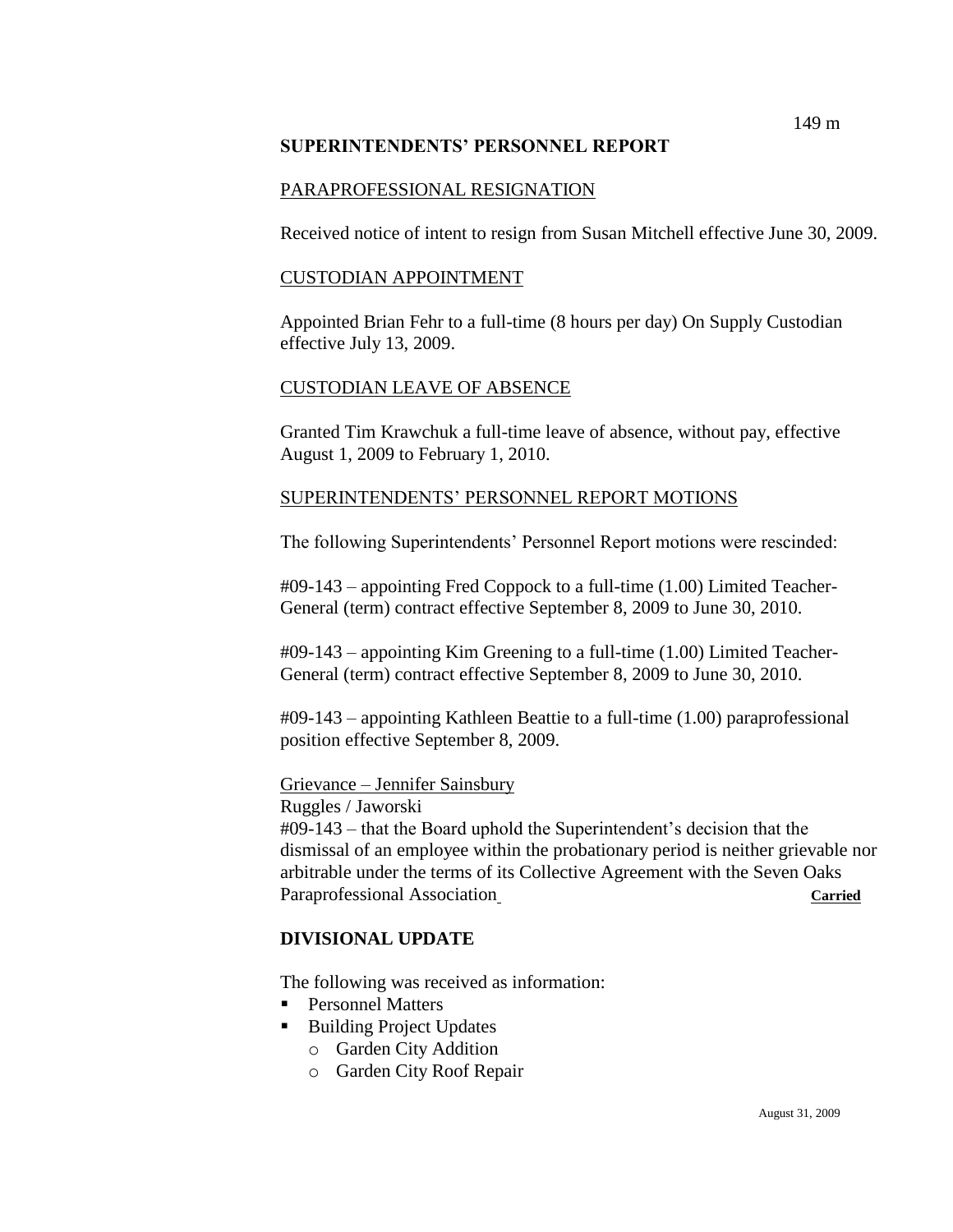## SUPERINTENDENTS' PERSONNEL REPORT

PARAPROFESSIONAL RESIGNATION

Received notice of intent to resign from Susan Mitchell effective June 30, 2009.

CUSTODIAN APPOINTMENT

Appointed Brian Fehr to a full-time (8 hours per day) On Supply Custodian effective July 13, 2009.

CUSTODIAN LEAVE OF ABSENCE

Granted Tim Krawchuk a full-time leave of absence, without pay, effective August 1, 2009 to February 1, 2010.

SUPERINTENDENTS' PERSONNEL REPORT MOTIONS

The following Superintendents' Personnel Report motions were rescinded:

#09-143 – appointing Fred Coppock to a full-time (1.00) Limited Teacher-General (term) contract effective September 8, 2009 to June 30, 2010.

#09-143 – appointing Kim Greening to a full-time (1.00) Limited Teacher-General (term) contract effective September 8, 2009 to June 30, 2010.

#09-143 – appointing Kathleen Beattie to a full-time (1.00) paraprofessional position effective September 8, 2009.

Grievance – Jennifer Sainsbury
Ruggles / Jaworski
#09-143 – that the Board uphold the Superintendent's decision that the dismissal of an employee within the probationary period is neither grievable nor arbitrable under the terms of its Collective Agreement with the Seven Oaks Paraprofessional Association **Carried**

## DIVISIONAL UPDATE

The following was received as information:

- Personnel Matters
- Building Project Updates
  - Garden City Addition
  - Garden City Roof Repair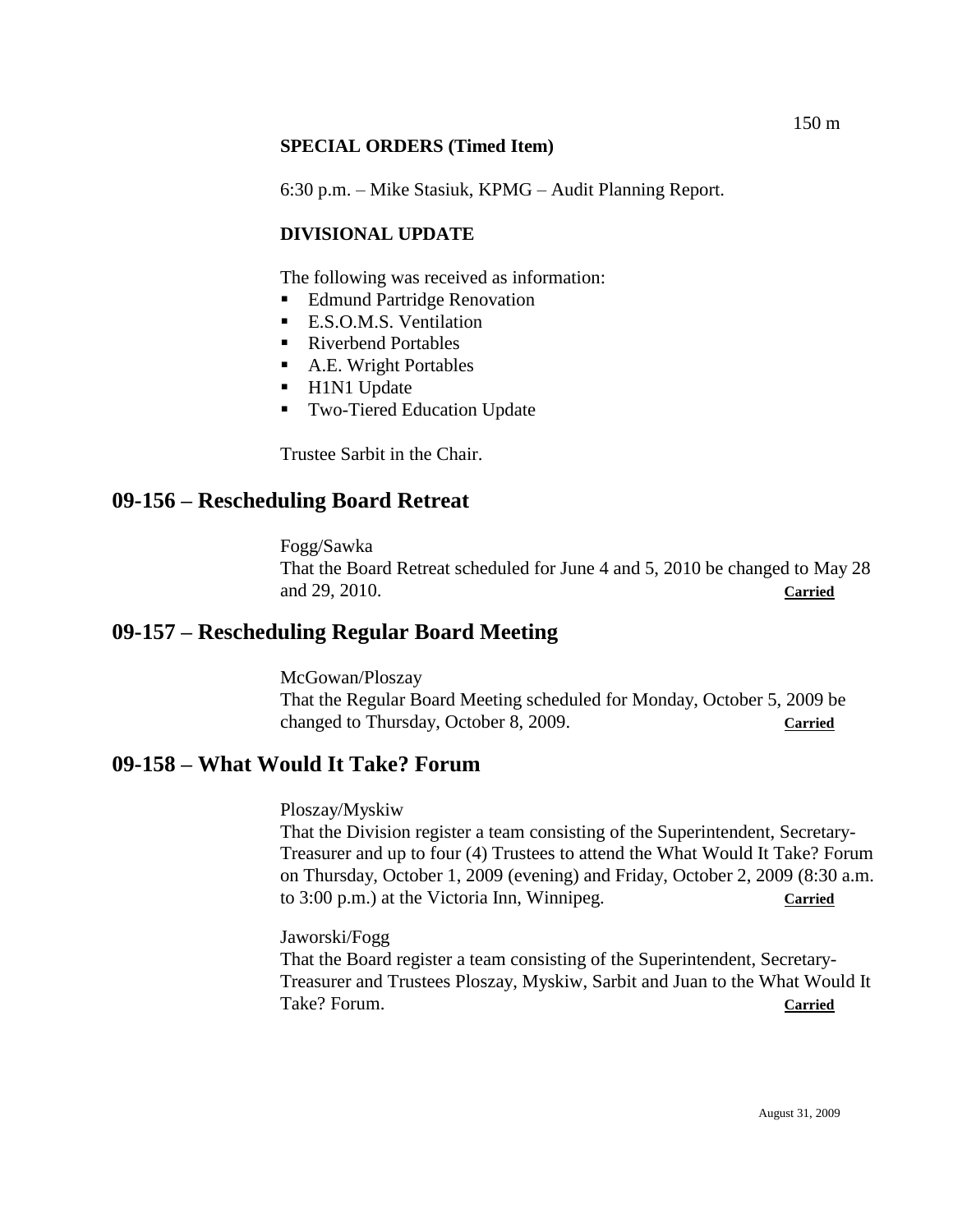**SPECIAL ORDERS (Timed Item)**

6:30 p.m. – Mike Stasiuk, KPMG – Audit Planning Report.

**DIVISIONAL UPDATE**

The following was received as information:

- Edmund Partridge Renovation
- E.S.O.M.S. Ventilation
- Riverbend Portables
- A.E. Wright Portables
- H1N1 Update
- Two-Tiered Education Update

Trustee Sarbit in the Chair.

## 09-156 – Rescheduling Board Retreat

Fogg/Sawka
That the Board Retreat scheduled for June 4 and 5, 2010 be changed to May 28 and 29, 2010. **Carried**

## 09-157 – Rescheduling Regular Board Meeting

McGowan/Ploszay
That the Regular Board Meeting scheduled for Monday, October 5, 2009 be changed to Thursday, October 8, 2009. **Carried**

## 09-158 – What Would It Take? Forum

Ploszay/Myskiw
That the Division register a team consisting of the Superintendent, Secretary-Treasurer and up to four (4) Trustees to attend the What Would It Take? Forum on Thursday, October 1, 2009 (evening) and Friday, October 2, 2009 (8:30 a.m. to 3:00 p.m.) at the Victoria Inn, Winnipeg. **Carried**

Jaworski/Fogg
That the Board register a team consisting of the Superintendent, Secretary-Treasurer and Trustees Ploszay, Myskiw, Sarbit and Juan to the What Would It Take? Forum. **Carried**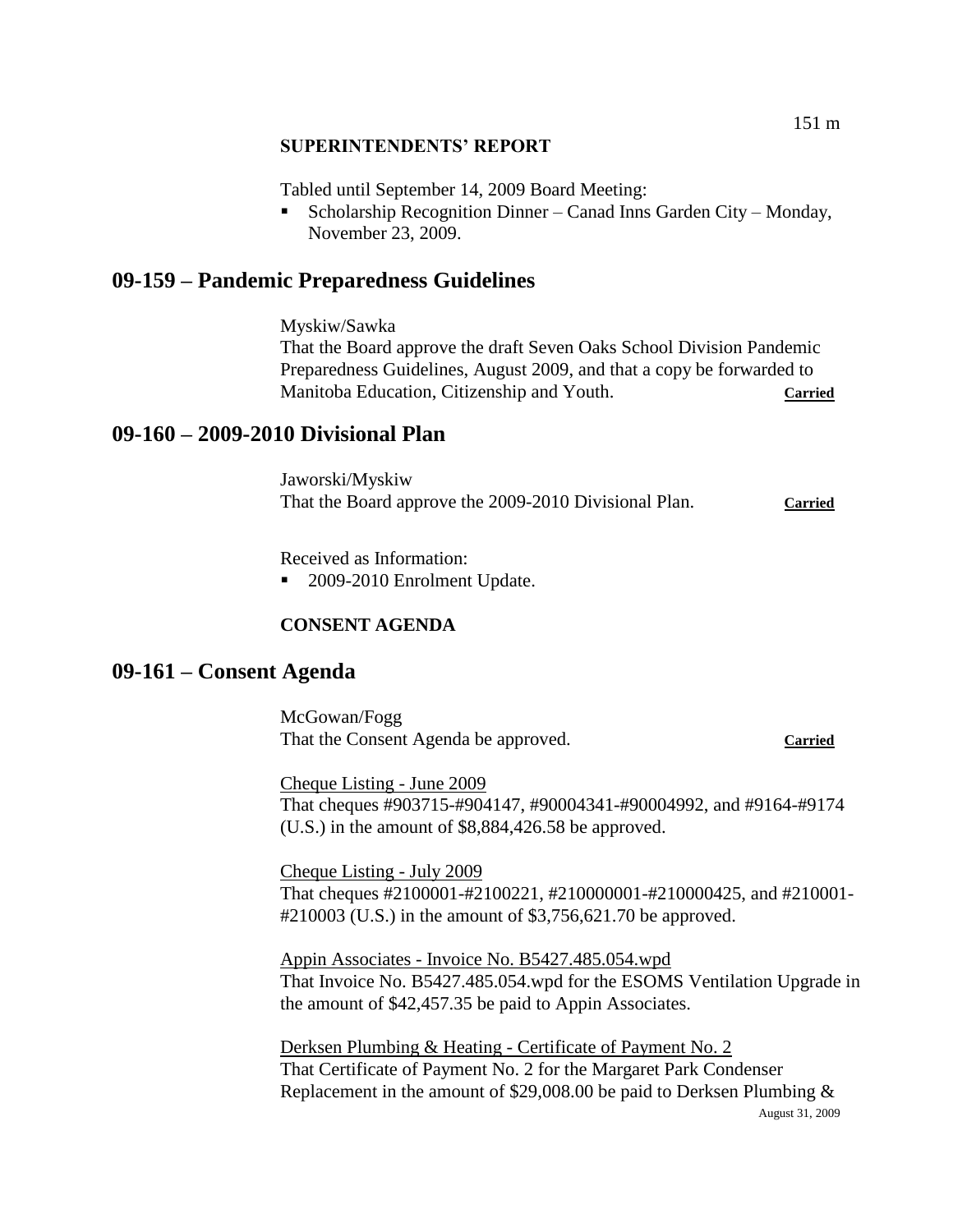### SUPERINTENDENTS' REPORT

Tabled until September 14, 2009 Board Meeting:

- Scholarship Recognition Dinner – Canad Inns Garden City – Monday, November 23, 2009.

## 09-159 – Pandemic Preparedness Guidelines

Myskiw/Sawka
That the Board approve the draft Seven Oaks School Division Pandemic Preparedness Guidelines, August 2009, and that a copy be forwarded to Manitoba Education, Citizenship and Youth. **Carried**

## 09-160 – 2009-2010 Divisional Plan

Jaworski/Myskiw
That the Board approve the 2009-2010 Divisional Plan. **Carried**

Received as Information:

- 2009-2010 Enrolment Update.

### CONSENT AGENDA

## 09-161 – Consent Agenda

McGowan/Fogg
That the Consent Agenda be approved. **Carried**

Cheque Listing - June 2009
That cheques #903715-#904147, #90004341-#90004992, and #9164-#9174 (U.S.) in the amount of $8,884,426.58 be approved.

Cheque Listing - July 2009
That cheques #2100001-#2100221, #210000001-#210000425, and #210001-#210003 (U.S.) in the amount of $3,756,621.70 be approved.

Appin Associates - Invoice No. B5427.485.054.wpd
That Invoice No. B5427.485.054.wpd for the ESOMS Ventilation Upgrade in the amount of $42,457.35 be paid to Appin Associates.

Derksen Plumbing & Heating - Certificate of Payment No. 2
That Certificate of Payment No. 2 for the Margaret Park Condenser Replacement in the amount of $29,008.00 be paid to Derksen Plumbing &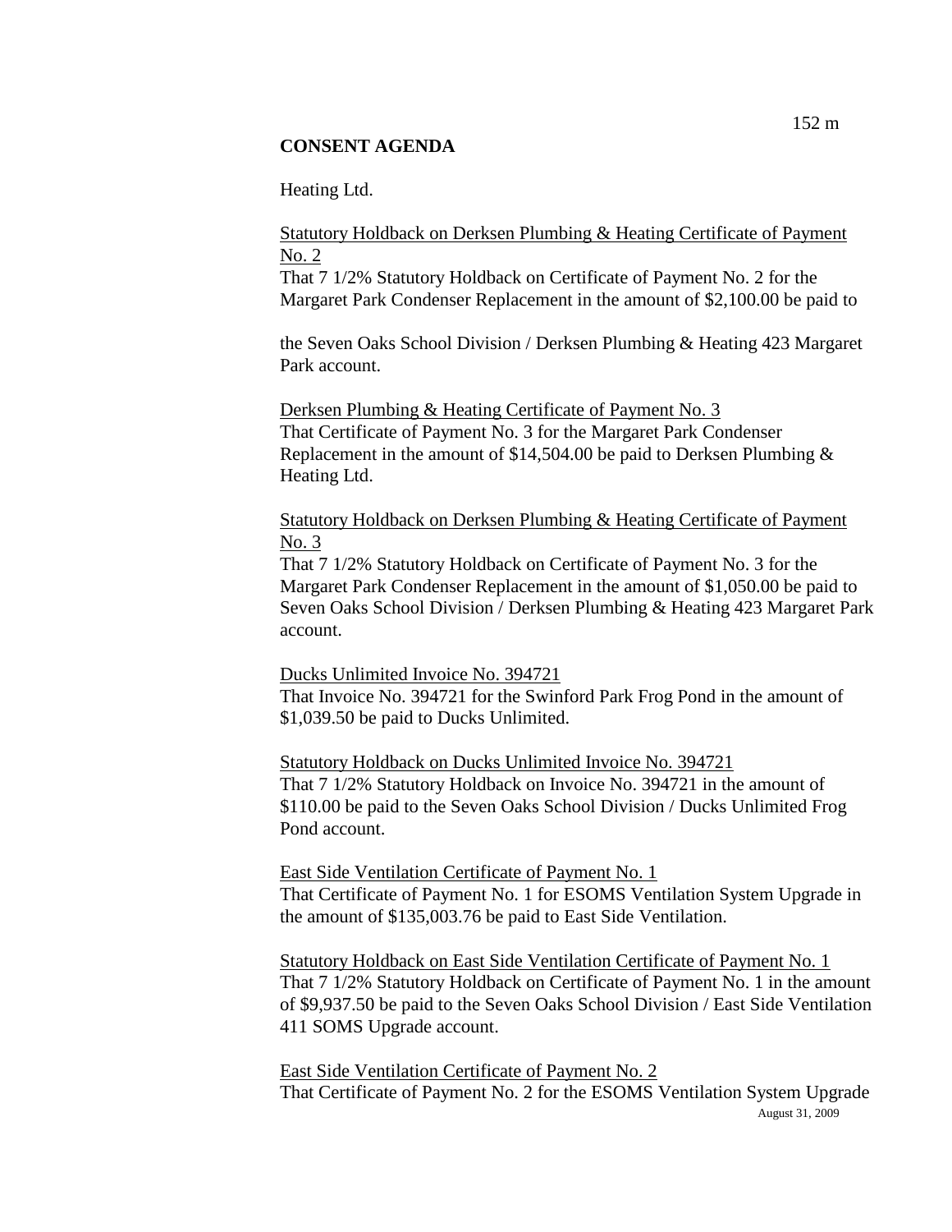## CONSENT AGENDA

Heating Ltd.

<u>Statutory Holdback on Derksen Plumbing & Heating Certificate of Payment No. 2</u>
That 7 1/2% Statutory Holdback on Certificate of Payment No. 2 for the Margaret Park Condenser Replacement in the amount of $2,100.00 be paid to the Seven Oaks School Division / Derksen Plumbing & Heating 423 Margaret Park account.

<u>Derksen Plumbing & Heating Certificate of Payment No. 3</u>
That Certificate of Payment No. 3 for the Margaret Park Condenser Replacement in the amount of $14,504.00 be paid to Derksen Plumbing & Heating Ltd.

<u>Statutory Holdback on Derksen Plumbing & Heating Certificate of Payment No. 3</u>
That 7 1/2% Statutory Holdback on Certificate of Payment No. 3 for the Margaret Park Condenser Replacement in the amount of $1,050.00 be paid to Seven Oaks School Division / Derksen Plumbing & Heating 423 Margaret Park account.

<u>Ducks Unlimited Invoice No. 394721</u>
That Invoice No. 394721 for the Swinford Park Frog Pond in the amount of $1,039.50 be paid to Ducks Unlimited.

<u>Statutory Holdback on Ducks Unlimited Invoice No. 394721</u>
That 7 1/2% Statutory Holdback on Invoice No. 394721 in the amount of $110.00 be paid to the Seven Oaks School Division / Ducks Unlimited Frog Pond account.

<u>East Side Ventilation Certificate of Payment No. 1</u>
That Certificate of Payment No. 1 for ESOMS Ventilation System Upgrade in the amount of $135,003.76 be paid to East Side Ventilation.

<u>Statutory Holdback on East Side Ventilation Certificate of Payment No. 1</u>
That 7 1/2% Statutory Holdback on Certificate of Payment No. 1 in the amount of $9,937.50 be paid to the Seven Oaks School Division / East Side Ventilation 411 SOMS Upgrade account.

<u>East Side Ventilation Certificate of Payment No. 2</u>
That Certificate of Payment No. 2 for the ESOMS Ventilation System Upgrade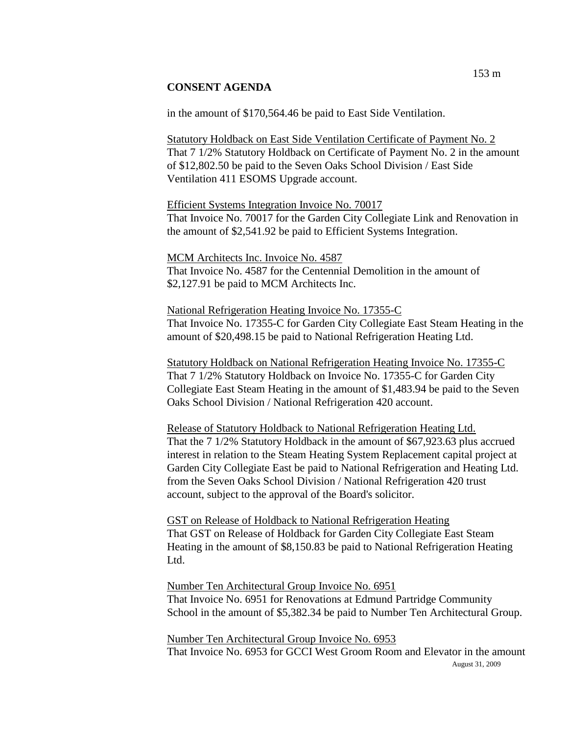**CONSENT AGENDA**

in the amount of $170,564.46 be paid to East Side Ventilation.

Statutory Holdback on East Side Ventilation Certificate of Payment No. 2
That 7 1/2% Statutory Holdback on Certificate of Payment No. 2 in the amount of $12,802.50 be paid to the Seven Oaks School Division / East Side Ventilation 411 ESOMS Upgrade account.

Efficient Systems Integration Invoice No. 70017
That Invoice No. 70017 for the Garden City Collegiate Link and Renovation in the amount of $2,541.92 be paid to Efficient Systems Integration.

MCM Architects Inc. Invoice No. 4587
That Invoice No. 4587 for the Centennial Demolition in the amount of $2,127.91 be paid to MCM Architects Inc.

National Refrigeration Heating Invoice No. 17355-C
That Invoice No. 17355-C for Garden City Collegiate East Steam Heating in the amount of $20,498.15 be paid to National Refrigeration Heating Ltd.

Statutory Holdback on National Refrigeration Heating Invoice No. 17355-C
That 7 1/2% Statutory Holdback on Invoice No. 17355-C for Garden City Collegiate East Steam Heating in the amount of $1,483.94 be paid to the Seven Oaks School Division / National Refrigeration 420 account.

Release of Statutory Holdback to National Refrigeration Heating Ltd.
That the 7 1/2% Statutory Holdback in the amount of $67,923.63 plus accrued interest in relation to the Steam Heating System Replacement capital project at Garden City Collegiate East be paid to National Refrigeration and Heating Ltd. from the Seven Oaks School Division / National Refrigeration 420 trust account, subject to the approval of the Board's solicitor.

GST on Release of Holdback to National Refrigeration Heating
That GST on Release of Holdback for Garden City Collegiate East Steam Heating in the amount of $8,150.83 be paid to National Refrigeration Heating Ltd.

Number Ten Architectural Group Invoice No. 6951
That Invoice No. 6951 for Renovations at Edmund Partridge Community School in the amount of $5,382.34 be paid to Number Ten Architectural Group.

Number Ten Architectural Group Invoice No. 6953
That Invoice No. 6953 for GCCI West Groom Room and Elevator in the amount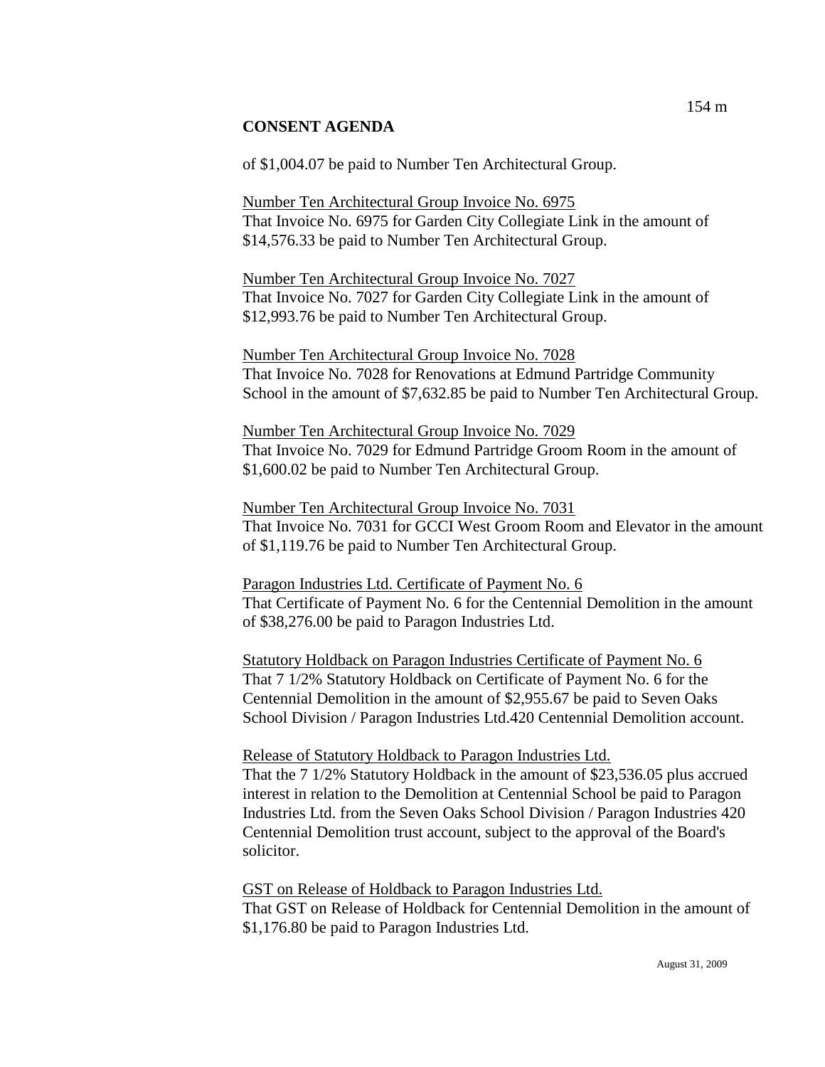**CONSENT AGENDA**

of $1,004.07 be paid to Number Ten Architectural Group.

Number Ten Architectural Group Invoice No. 6975
That Invoice No. 6975 for Garden City Collegiate Link in the amount of $14,576.33 be paid to Number Ten Architectural Group.

Number Ten Architectural Group Invoice No. 7027
That Invoice No. 7027 for Garden City Collegiate Link in the amount of $12,993.76 be paid to Number Ten Architectural Group.

Number Ten Architectural Group Invoice No. 7028
That Invoice No. 7028 for Renovations at Edmund Partridge Community School in the amount of $7,632.85 be paid to Number Ten Architectural Group.

Number Ten Architectural Group Invoice No. 7029
That Invoice No. 7029 for Edmund Partridge Groom Room in the amount of $1,600.02 be paid to Number Ten Architectural Group.

Number Ten Architectural Group Invoice No. 7031
That Invoice No. 7031 for GCCI West Groom Room and Elevator in the amount of $1,119.76 be paid to Number Ten Architectural Group.

Paragon Industries Ltd. Certificate of Payment No. 6
That Certificate of Payment No. 6 for the Centennial Demolition in the amount of $38,276.00 be paid to Paragon Industries Ltd.

Statutory Holdback on Paragon Industries Certificate of Payment No. 6
That 7 1/2% Statutory Holdback on Certificate of Payment No. 6 for the Centennial Demolition in the amount of $2,955.67 be paid to Seven Oaks School Division / Paragon Industries Ltd.420 Centennial Demolition account.

Release of Statutory Holdback to Paragon Industries Ltd.
That the 7 1/2% Statutory Holdback in the amount of $23,536.05 plus accrued interest in relation to the Demolition at Centennial School be paid to Paragon Industries Ltd. from the Seven Oaks School Division / Paragon Industries 420 Centennial Demolition trust account, subject to the approval of the Board's solicitor.

GST on Release of Holdback to Paragon Industries Ltd.
That GST on Release of Holdback for Centennial Demolition in the amount of $1,176.80 be paid to Paragon Industries Ltd.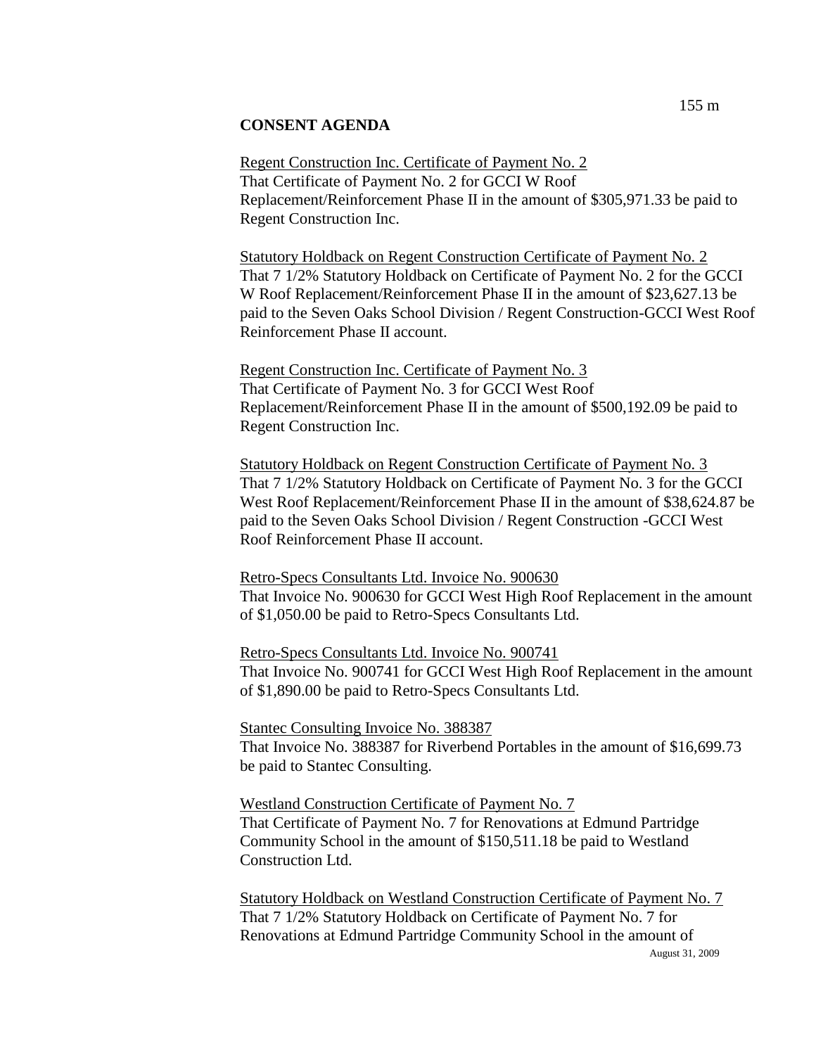## CONSENT AGENDA

Regent Construction Inc. Certificate of Payment No. 2
That Certificate of Payment No. 2 for GCCI W Roof Replacement/Reinforcement Phase II in the amount of $305,971.33 be paid to Regent Construction Inc.

Statutory Holdback on Regent Construction Certificate of Payment No. 2
That 7 1/2% Statutory Holdback on Certificate of Payment No. 2 for the GCCI W Roof Replacement/Reinforcement Phase II in the amount of $23,627.13 be paid to the Seven Oaks School Division / Regent Construction-GCCI West Roof Reinforcement Phase II account.

Regent Construction Inc. Certificate of Payment No. 3
That Certificate of Payment No. 3 for GCCI West Roof Replacement/Reinforcement Phase II in the amount of $500,192.09 be paid to Regent Construction Inc.

Statutory Holdback on Regent Construction Certificate of Payment No. 3
That 7 1/2% Statutory Holdback on Certificate of Payment No. 3 for the GCCI West Roof Replacement/Reinforcement Phase II in the amount of $38,624.87 be paid to the Seven Oaks School Division / Regent Construction -GCCI West Roof Reinforcement Phase II account.

Retro-Specs Consultants Ltd. Invoice No. 900630
That Invoice No. 900630 for GCCI West High Roof Replacement in the amount of $1,050.00 be paid to Retro-Specs Consultants Ltd.

Retro-Specs Consultants Ltd. Invoice No. 900741
That Invoice No. 900741 for GCCI West High Roof Replacement in the amount of $1,890.00 be paid to Retro-Specs Consultants Ltd.

Stantec Consulting Invoice No. 388387
That Invoice No. 388387 for Riverbend Portables in the amount of $16,699.73 be paid to Stantec Consulting.

Westland Construction Certificate of Payment No. 7
That Certificate of Payment No. 7 for Renovations at Edmund Partridge Community School in the amount of $150,511.18 be paid to Westland Construction Ltd.

Statutory Holdback on Westland Construction Certificate of Payment No. 7
That 7 1/2% Statutory Holdback on Certificate of Payment No. 7 for Renovations at Edmund Partridge Community School in the amount of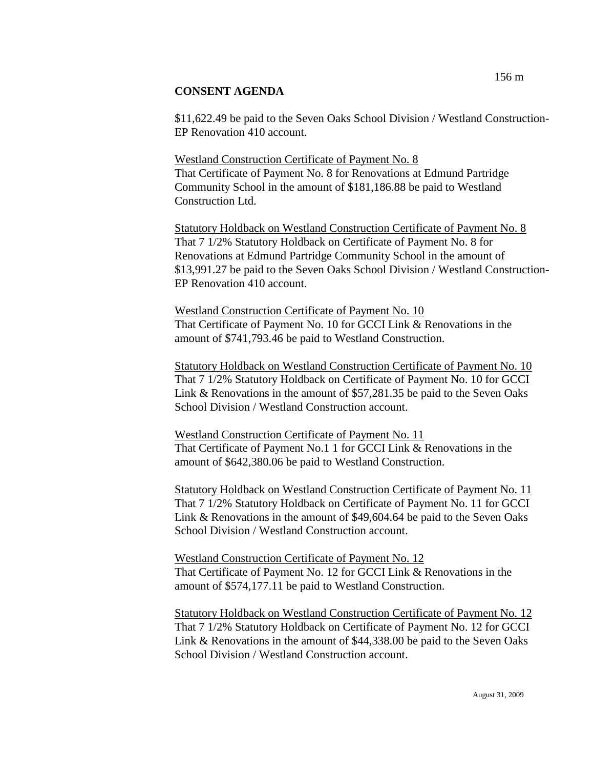## CONSENT AGENDA

$11,622.49 be paid to the Seven Oaks School Division / Westland Construction-EP Renovation 410 account.

Westland Construction Certificate of Payment No. 8
That Certificate of Payment No. 8 for Renovations at Edmund Partridge Community School in the amount of $181,186.88 be paid to Westland Construction Ltd.

Statutory Holdback on Westland Construction Certificate of Payment No. 8
That 7 1/2% Statutory Holdback on Certificate of Payment No. 8 for Renovations at Edmund Partridge Community School in the amount of $13,991.27 be paid to the Seven Oaks School Division / Westland Construction-EP Renovation 410 account.

Westland Construction Certificate of Payment No. 10
That Certificate of Payment No. 10 for GCCI Link & Renovations in the amount of $741,793.46 be paid to Westland Construction.

Statutory Holdback on Westland Construction Certificate of Payment No. 10
That 7 1/2% Statutory Holdback on Certificate of Payment No. 10 for GCCI Link & Renovations in the amount of $57,281.35 be paid to the Seven Oaks School Division / Westland Construction account.

Westland Construction Certificate of Payment No. 11
That Certificate of Payment No.1 1 for GCCI Link & Renovations in the amount of $642,380.06 be paid to Westland Construction.

Statutory Holdback on Westland Construction Certificate of Payment No. 11
That 7 1/2% Statutory Holdback on Certificate of Payment No. 11 for GCCI Link & Renovations in the amount of $49,604.64 be paid to the Seven Oaks School Division / Westland Construction account.

Westland Construction Certificate of Payment No. 12
That Certificate of Payment No. 12 for GCCI Link & Renovations in the amount of $574,177.11 be paid to Westland Construction.

Statutory Holdback on Westland Construction Certificate of Payment No. 12
That 7 1/2% Statutory Holdback on Certificate of Payment No. 12 for GCCI Link & Renovations in the amount of $44,338.00 be paid to the Seven Oaks School Division / Westland Construction account.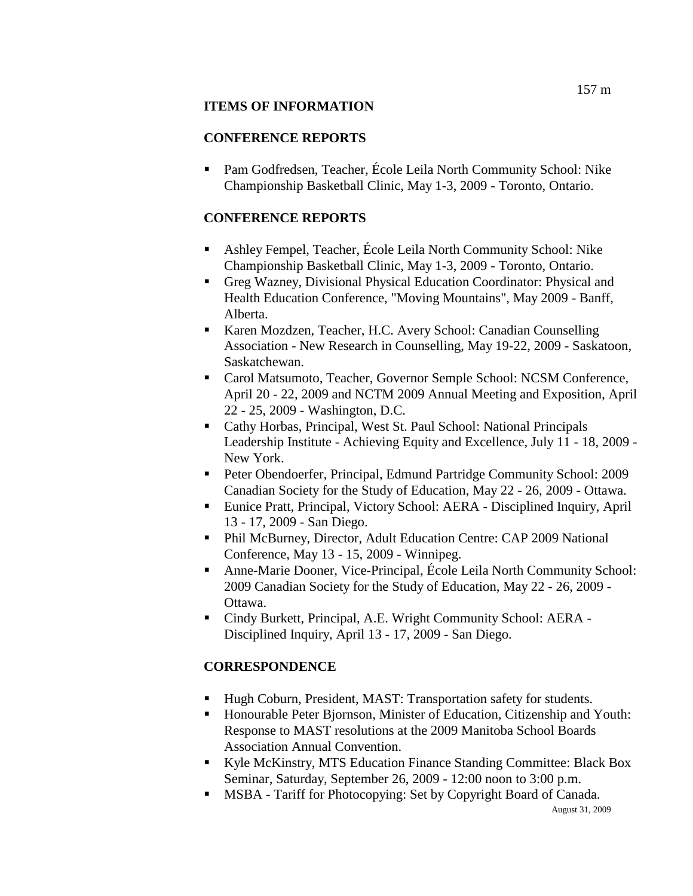## ITEMS OF INFORMATION

### CONFERENCE REPORTS

- Pam Godfredsen, Teacher, École Leila North Community School: Nike Championship Basketball Clinic, May 1-3, 2009 - Toronto, Ontario.

### CONFERENCE REPORTS

- Ashley Fempel, Teacher, École Leila North Community School: Nike Championship Basketball Clinic, May 1-3, 2009 - Toronto, Ontario.
- Greg Wazney, Divisional Physical Education Coordinator: Physical and Health Education Conference, "Moving Mountains", May 2009 - Banff, Alberta.
- Karen Mozdzen, Teacher, H.C. Avery School: Canadian Counselling Association - New Research in Counselling, May 19-22, 2009 - Saskatoon, Saskatchewan.
- Carol Matsumoto, Teacher, Governor Semple School: NCSM Conference, April 20 - 22, 2009 and NCTM 2009 Annual Meeting and Exposition, April 22 - 25, 2009 - Washington, D.C.
- Cathy Horbas, Principal, West St. Paul School: National Principals Leadership Institute - Achieving Equity and Excellence, July 11 - 18, 2009 - New York.
- Peter Obendoerfer, Principal, Edmund Partridge Community School: 2009 Canadian Society for the Study of Education, May 22 - 26, 2009 - Ottawa.
- Eunice Pratt, Principal, Victory School: AERA - Disciplined Inquiry, April 13 - 17, 2009 - San Diego.
- Phil McBurney, Director, Adult Education Centre: CAP 2009 National Conference, May 13 - 15, 2009 - Winnipeg.
- Anne-Marie Dooner, Vice-Principal, École Leila North Community School: 2009 Canadian Society for the Study of Education, May 22 - 26, 2009 - Ottawa.
- Cindy Burkett, Principal, A.E. Wright Community School: AERA - Disciplined Inquiry, April 13 - 17, 2009 - San Diego.

### CORRESPONDENCE

- Hugh Coburn, President, MAST: Transportation safety for students.
- Honourable Peter Bjornson, Minister of Education, Citizenship and Youth: Response to MAST resolutions at the 2009 Manitoba School Boards Association Annual Convention.
- Kyle McKinstry, MTS Education Finance Standing Committee: Black Box Seminar, Saturday, September 26, 2009 - 12:00 noon to 3:00 p.m.
- MSBA - Tariff for Photocopying: Set by Copyright Board of Canada.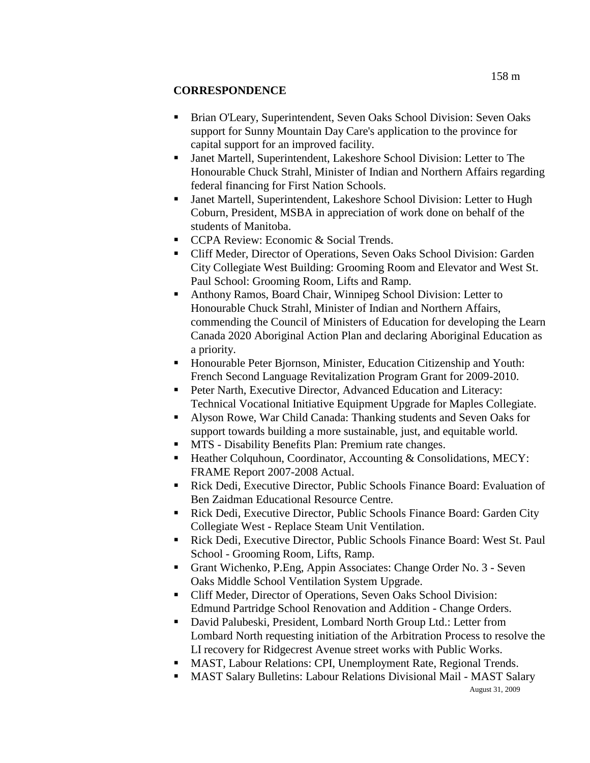## CORRESPONDENCE

- Brian O'Leary, Superintendent, Seven Oaks School Division: Seven Oaks support for Sunny Mountain Day Care's application to the province for capital support for an improved facility.
- Janet Martell, Superintendent, Lakeshore School Division: Letter to The Honourable Chuck Strahl, Minister of Indian and Northern Affairs regarding federal financing for First Nation Schools.
- Janet Martell, Superintendent, Lakeshore School Division: Letter to Hugh Coburn, President, MSBA in appreciation of work done on behalf of the students of Manitoba.
- CCPA Review: Economic & Social Trends.
- Cliff Meder, Director of Operations, Seven Oaks School Division: Garden City Collegiate West Building: Grooming Room and Elevator and West St. Paul School: Grooming Room, Lifts and Ramp.
- Anthony Ramos, Board Chair, Winnipeg School Division: Letter to Honourable Chuck Strahl, Minister of Indian and Northern Affairs, commending the Council of Ministers of Education for developing the Learn Canada 2020 Aboriginal Action Plan and declaring Aboriginal Education as a priority.
- Honourable Peter Bjornson, Minister, Education Citizenship and Youth: French Second Language Revitalization Program Grant for 2009-2010.
- Peter Narth, Executive Director, Advanced Education and Literacy: Technical Vocational Initiative Equipment Upgrade for Maples Collegiate.
- Alyson Rowe, War Child Canada: Thanking students and Seven Oaks for support towards building a more sustainable, just, and equitable world.
- MTS - Disability Benefits Plan: Premium rate changes.
- Heather Colquhoun, Coordinator, Accounting & Consolidations, MECY: FRAME Report 2007-2008 Actual.
- Rick Dedi, Executive Director, Public Schools Finance Board: Evaluation of Ben Zaidman Educational Resource Centre.
- Rick Dedi, Executive Director, Public Schools Finance Board: Garden City Collegiate West - Replace Steam Unit Ventilation.
- Rick Dedi, Executive Director, Public Schools Finance Board: West St. Paul School - Grooming Room, Lifts, Ramp.
- Grant Wichenko, P.Eng, Appin Associates: Change Order No. 3 - Seven Oaks Middle School Ventilation System Upgrade.
- Cliff Meder, Director of Operations, Seven Oaks School Division: Edmund Partridge School Renovation and Addition - Change Orders.
- David Palubeski, President, Lombard North Group Ltd.: Letter from Lombard North requesting initiation of the Arbitration Process to resolve the LI recovery for Ridgecrest Avenue street works with Public Works.
- MAST, Labour Relations: CPI, Unemployment Rate, Regional Trends.
- MAST Salary Bulletins: Labour Relations Divisional Mail - MAST Salary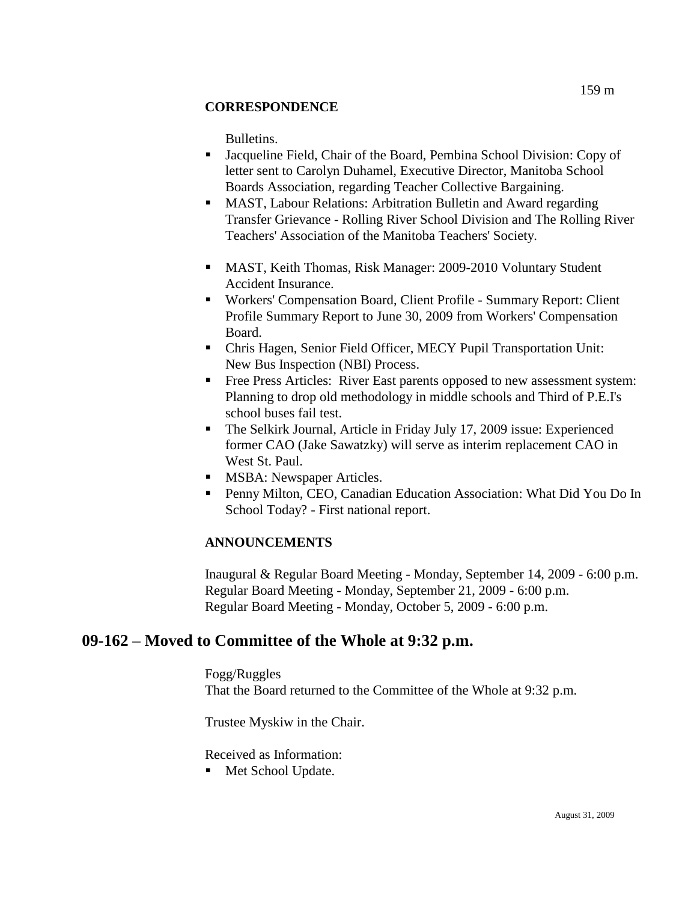**CORRESPONDENCE**

Bulletins.

- Jacqueline Field, Chair of the Board, Pembina School Division: Copy of letter sent to Carolyn Duhamel, Executive Director, Manitoba School Boards Association, regarding Teacher Collective Bargaining.
- MAST, Labour Relations: Arbitration Bulletin and Award regarding Transfer Grievance - Rolling River School Division and The Rolling River Teachers' Association of the Manitoba Teachers' Society.

- MAST, Keith Thomas, Risk Manager: 2009-2010 Voluntary Student Accident Insurance.
- Workers' Compensation Board, Client Profile - Summary Report: Client Profile Summary Report to June 30, 2009 from Workers' Compensation Board.
- Chris Hagen, Senior Field Officer, MECY Pupil Transportation Unit: New Bus Inspection (NBI) Process.
- Free Press Articles: River East parents opposed to new assessment system: Planning to drop old methodology in middle schools and Third of P.E.I's school buses fail test.
- The Selkirk Journal, Article in Friday July 17, 2009 issue: Experienced former CAO (Jake Sawatzky) will serve as interim replacement CAO in West St. Paul.
- MSBA: Newspaper Articles.
- Penny Milton, CEO, Canadian Education Association: What Did You Do In School Today? - First national report.

**ANNOUNCEMENTS**

Inaugural & Regular Board Meeting - Monday, September 14, 2009 - 6:00 p.m.
Regular Board Meeting - Monday, September 21, 2009 - 6:00 p.m.
Regular Board Meeting - Monday, October 5, 2009 - 6:00 p.m.

## 09-162 – Moved to Committee of the Whole at 9:32 p.m.

Fogg/Ruggles
That the Board returned to the Committee of the Whole at 9:32 p.m.

Trustee Myskiw in the Chair.

Received as Information:

- Met School Update.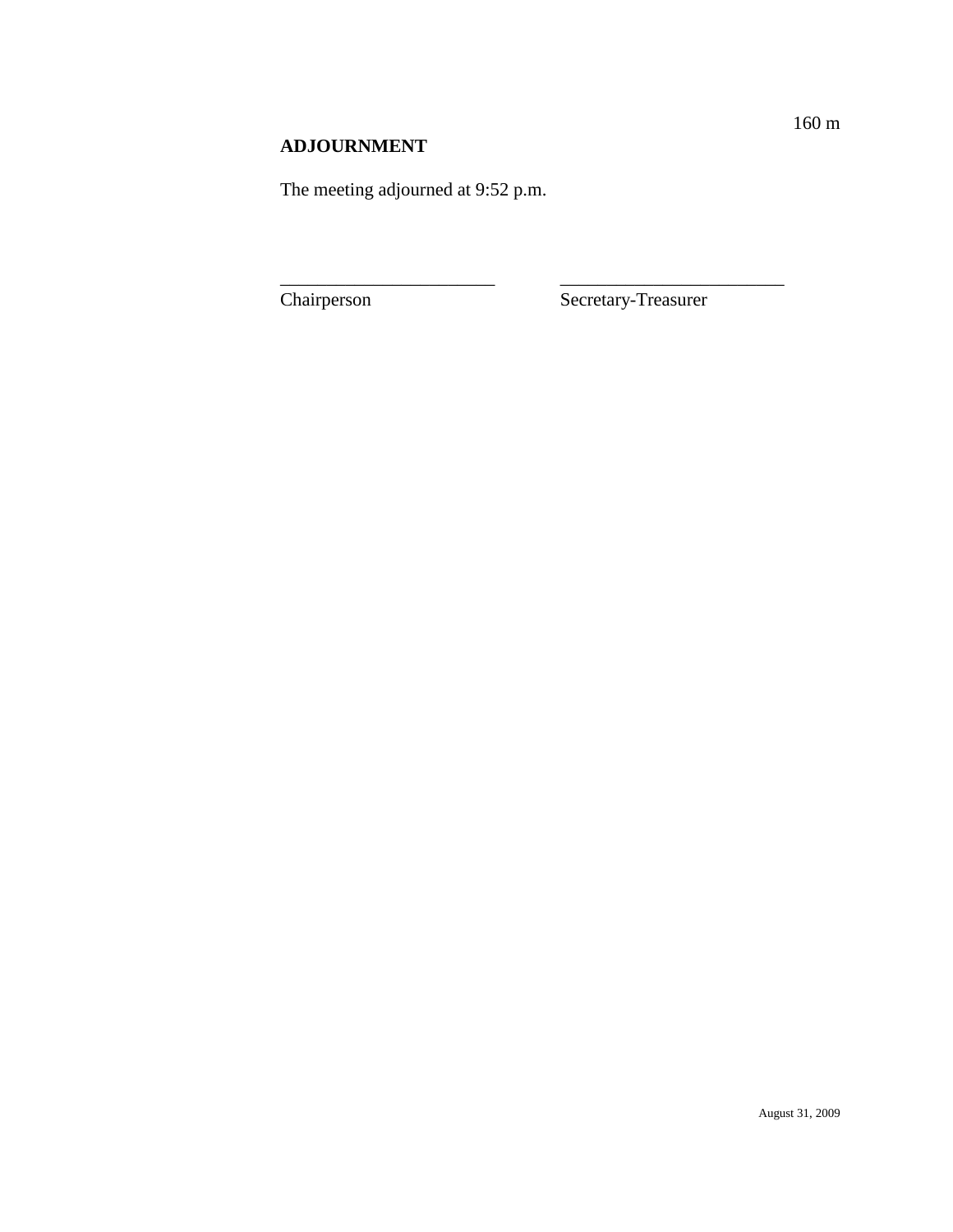**ADJOURNMENT**

The meeting adjourned at 9:52 p.m.

________________________ ________________________

Chairperson Secretary-Treasurer